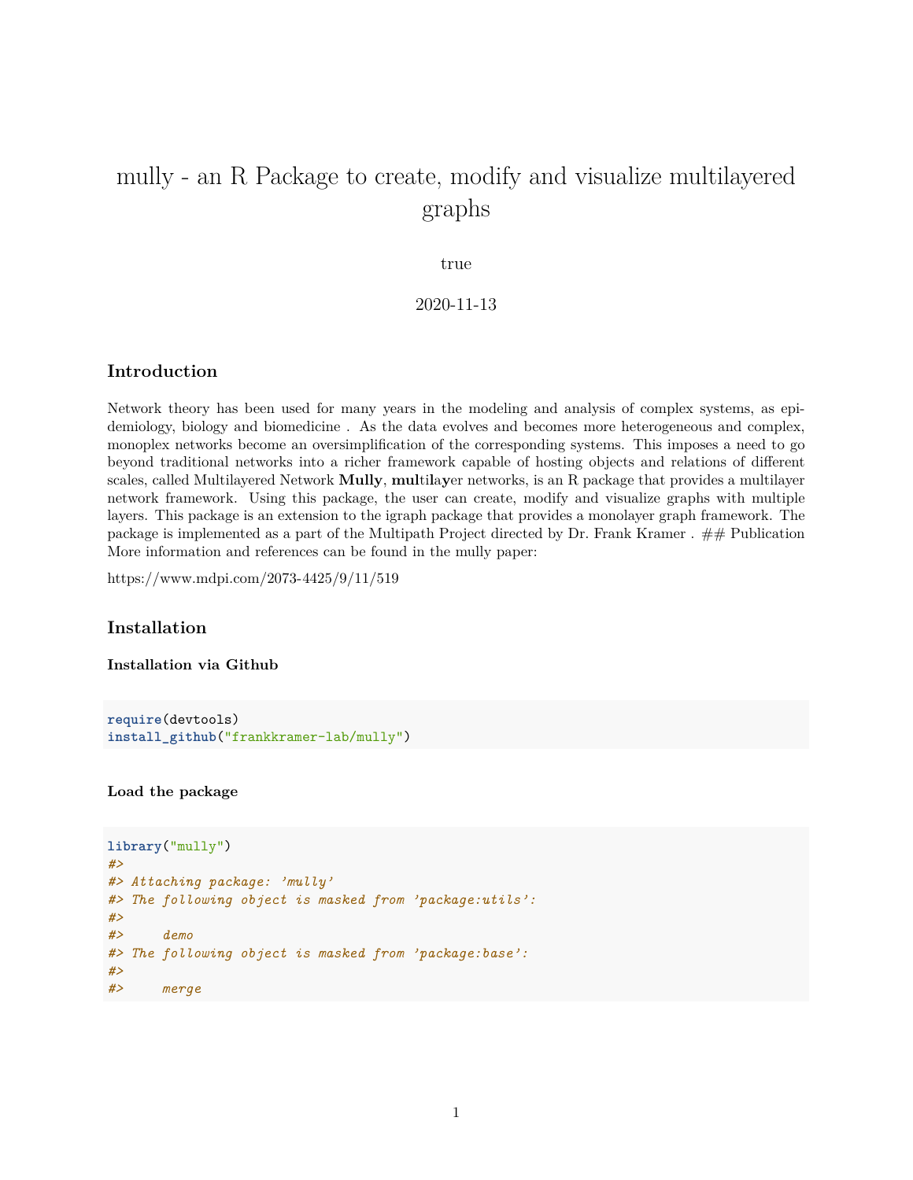# mully - an R Package to create, modify and visualize multilayered graphs

true

2020-11-13

## Introduction

Network theory has been used for many years in the modeling and analysis of complex systems, as epidemiology, biology and biomedicine . As the data evolves and becomes more heterogeneous and complex, monoplex networks become an oversimplification of the corresponding systems. This imposes a need to go beyond traditional networks into a richer framework capable of hosting objects and relations of different scales, called Multilayered Network **Mully**, **mul**ti**l**a**y**er networks, is an R package that provides a multilayer network framework. Using this package, the user can create, modify and visualize graphs with multiple layers. This package is an extension to the igraph package that provides a monolayer graph framework. The package is implemented as a part of the Multipath Project directed by Dr. Frank Kramer . ## Publication More information and references can be found in the mully paper:

https://www.mdpi.com/2073-4425/9/11/519

## Installation

### Installation via Github

```
require(devtools)
install_github("frankkramer-lab/mully")
```

### Load the package

```
library("mully")
#>
#> Attaching package: 'mully'
#> The following object is masked from 'package:utils':
#>
#>     demo
#> The following object is masked from 'package:base':
#>
#>     merge
```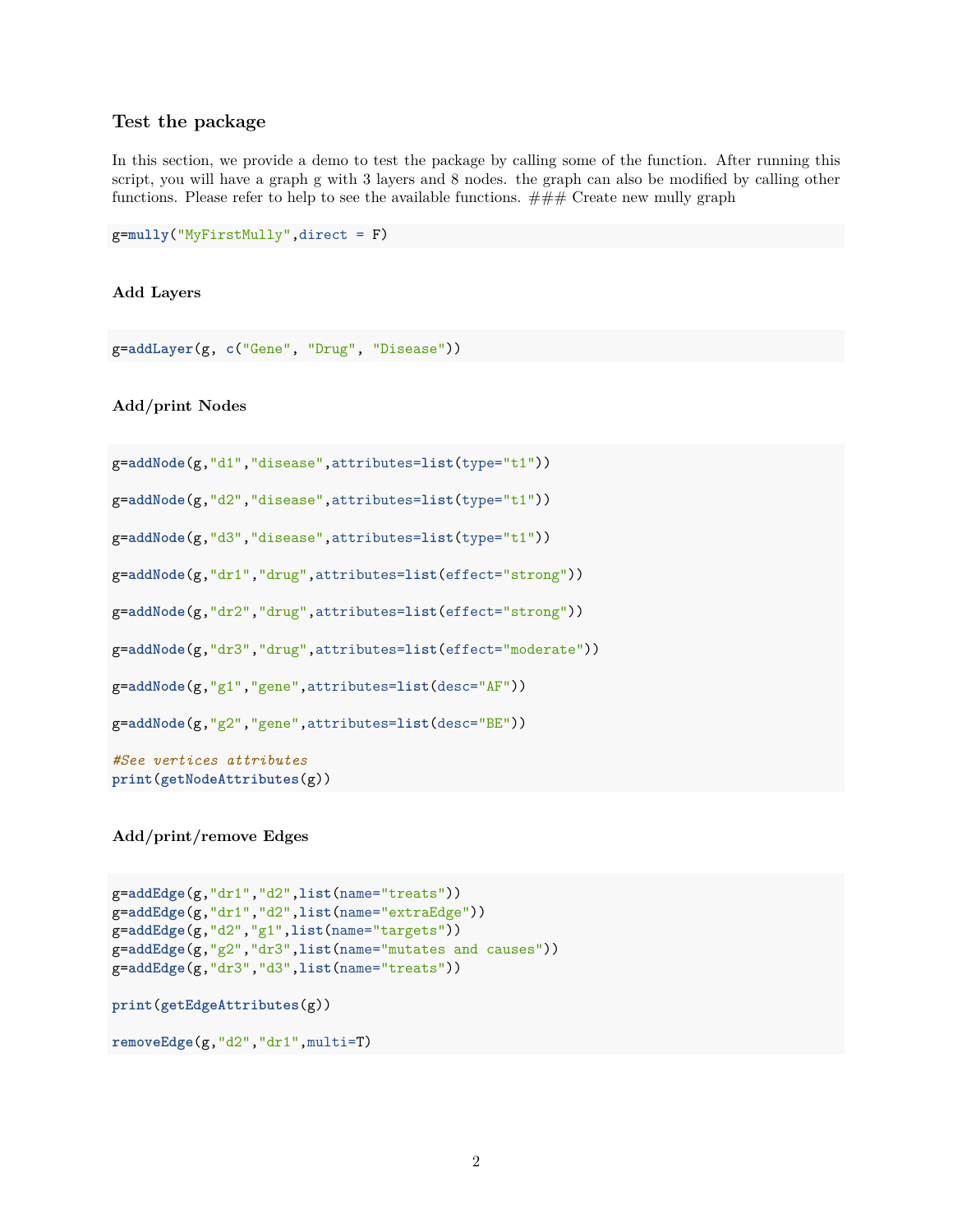### Test the package

In this section, we provide a demo to test the package by calling some of the function. After running this script, you will have a graph g with 3 layers and 8 nodes. the graph can also be modified by calling other functions. Please refer to help to see the available functions. ### Create new mully graph

```
g=mully("MyFirstMully",direct = F)
```

#### Add Layers

```
g=addLayer(g, c("Gene", "Drug", "Disease"))
```

#### Add/print Nodes

```
g=addNode(g,"d1","disease",attributes=list(type="t1"))

g=addNode(g,"d2","disease",attributes=list(type="t1"))

g=addNode(g,"d3","disease",attributes=list(type="t1"))

g=addNode(g,"dr1","drug",attributes=list(effect="strong"))

g=addNode(g,"dr2","drug",attributes=list(effect="strong"))

g=addNode(g,"dr3","drug",attributes=list(effect="moderate"))

g=addNode(g,"g1","gene",attributes=list(desc="AF"))

g=addNode(g,"g2","gene",attributes=list(desc="BE"))

#See vertices attributes
print(getNodeAttributes(g))
```

#### Add/print/remove Edges

```
g=addEdge(g,"dr1","d2",list(name="treats"))
g=addEdge(g,"dr1","d2",list(name="extraEdge"))
g=addEdge(g,"d2","g1",list(name="targets"))
g=addEdge(g,"g2","dr3",list(name="mutates and causes"))
g=addEdge(g,"dr3","d3",list(name="treats"))

print(getEdgeAttributes(g))

removeEdge(g,"d2","dr1",multi=T)
```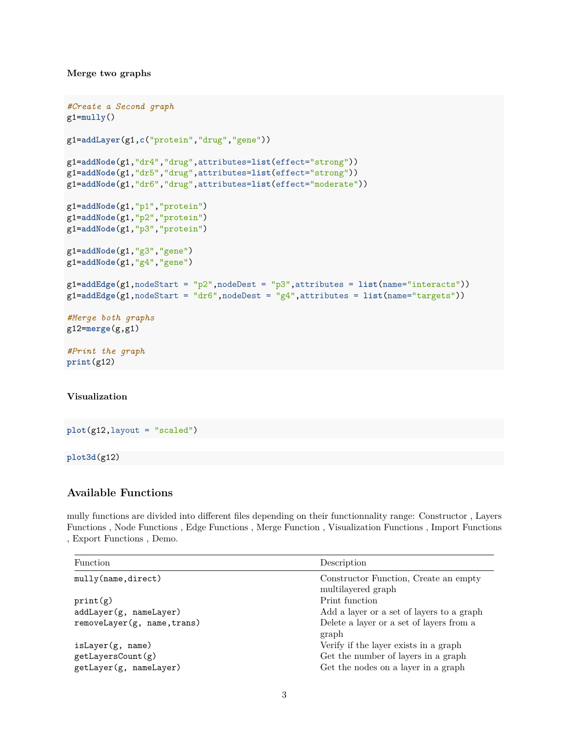#### Merge two graphs

```
#Create a Second graph
g1=mully()

g1=addLayer(g1,c("protein","drug","gene"))

g1=addNode(g1,"dr4","drug",attributes=list(effect="strong"))
g1=addNode(g1,"dr5","drug",attributes=list(effect="strong"))
g1=addNode(g1,"dr6","drug",attributes=list(effect="moderate"))

g1=addNode(g1,"p1","protein")
g1=addNode(g1,"p2","protein")
g1=addNode(g1,"p3","protein")

g1=addNode(g1,"g3","gene")
g1=addNode(g1,"g4","gene")

g1=addEdge(g1,nodeStart = "p2",nodeDest = "p3",attributes = list(name="interacts"))
g1=addEdge(g1,nodeStart = "dr6",nodeDest = "g4",attributes = list(name="targets"))

#Merge both graphs
g12=merge(g,g1)

#Print the graph
print(g12)
```

#### Visualization

```
plot(g12,layout = "scaled")
```

```
plot3d(g12)
```

### Available Functions

mully functions are divided into different files depending on their functionnality range: Constructor , Layers Functions , Node Functions , Edge Functions , Merge Function , Visualization Functions , Import Functions , Export Functions , Demo.

| Function | Description |
|---|---|
| `mully(name,direct)` | Constructor Function, Create an empty multilayered graph |
| `print(g)` | Print function |
| `addLayer(g, nameLayer)` | Add a layer or a set of layers to a graph |
| `removeLayer(g, name,trans)` | Delete a layer or a set of layers from a graph |
| `isLayer(g, name)` | Verify if the layer exists in a graph |
| `getLayersCount(g)` | Get the number of layers in a graph |
| `getLayer(g, nameLayer)` | Get the nodes on a layer in a graph |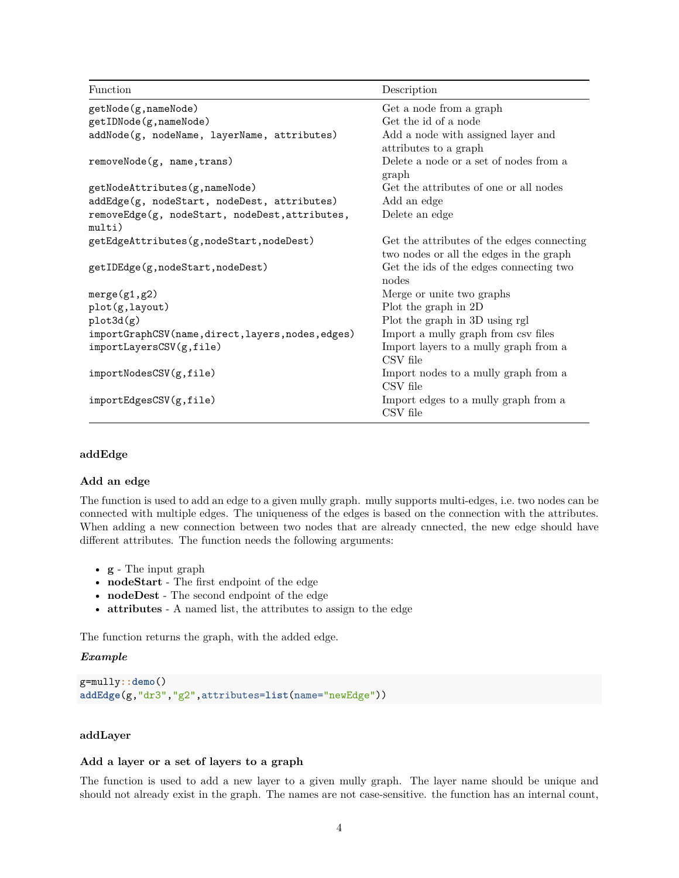| Function | Description |
|---|---|
| `getNode(g,nameNode)` | Get a node from a graph |
| `getIDNode(g,nameNode)` | Get the id of a node |
| `addNode(g, nodeName, layerName, attributes)` | Add a node with assigned layer and attributes to a graph |
| `removeNode(g, name,trans)` | Delete a node or a set of nodes from a graph |
| `getNodeAttributes(g,nameNode)` | Get the attributes of one or all nodes |
| `addEdge(g, nodeStart, nodeDest, attributes)` | Add an edge |
| `removeEdge(g, nodeStart, nodeDest,attributes, multi)` | Delete an edge |
| `getEdgeAttributes(g,nodeStart,nodeDest)` | Get the attributes of the edges connecting two nodes or all the edges in the graph |
| `getIDEdge(g,nodeStart,nodeDest)` | Get the ids of the edges connecting two nodes |
| `merge(g1,g2)` | Merge or unite two graphs |
| `plot(g,layout)` | Plot the graph in 2D |
| `plot3d(g)` | Plot the graph in 3D using rgl |
| `importGraphCSV(name,direct,layers,nodes,edges)` | Import a mully graph from csv files |
| `importLayersCSV(g,file)` | Import layers to a mully graph from a CSV file |
| `importNodesCSV(g,file)` | Import nodes to a mully graph from a CSV file |
| `importEdgesCSV(g,file)` | Import edges to a mully graph from a CSV file |

#### addEdge

##### Add an edge

The function is used to add an edge to a given mully graph. mully supports multi-edges, i.e. two nodes can be connected with multiple edges. The uniqueness of the edges is based on the connection with the attributes. When adding a new connection between two nodes that are already cnnected, the new edge should have different attributes. The function needs the following arguments:

- **g** - The input graph
- **nodeStart** - The first endpoint of the edge
- **nodeDest** - The second endpoint of the edge
- **attributes** - A named list, the attributes to assign to the edge

The function returns the graph, with the added edge.

***Example***

```
g=mully::demo()
addEdge(g,"dr3","g2",attributes=list(name="newEdge"))
```

#### addLayer

##### Add a layer or a set of layers to a graph

The function is used to add a new layer to a given mully graph. The layer name should be unique and should not already exist in the graph. The names are not case-sensitive. the function has an internal count,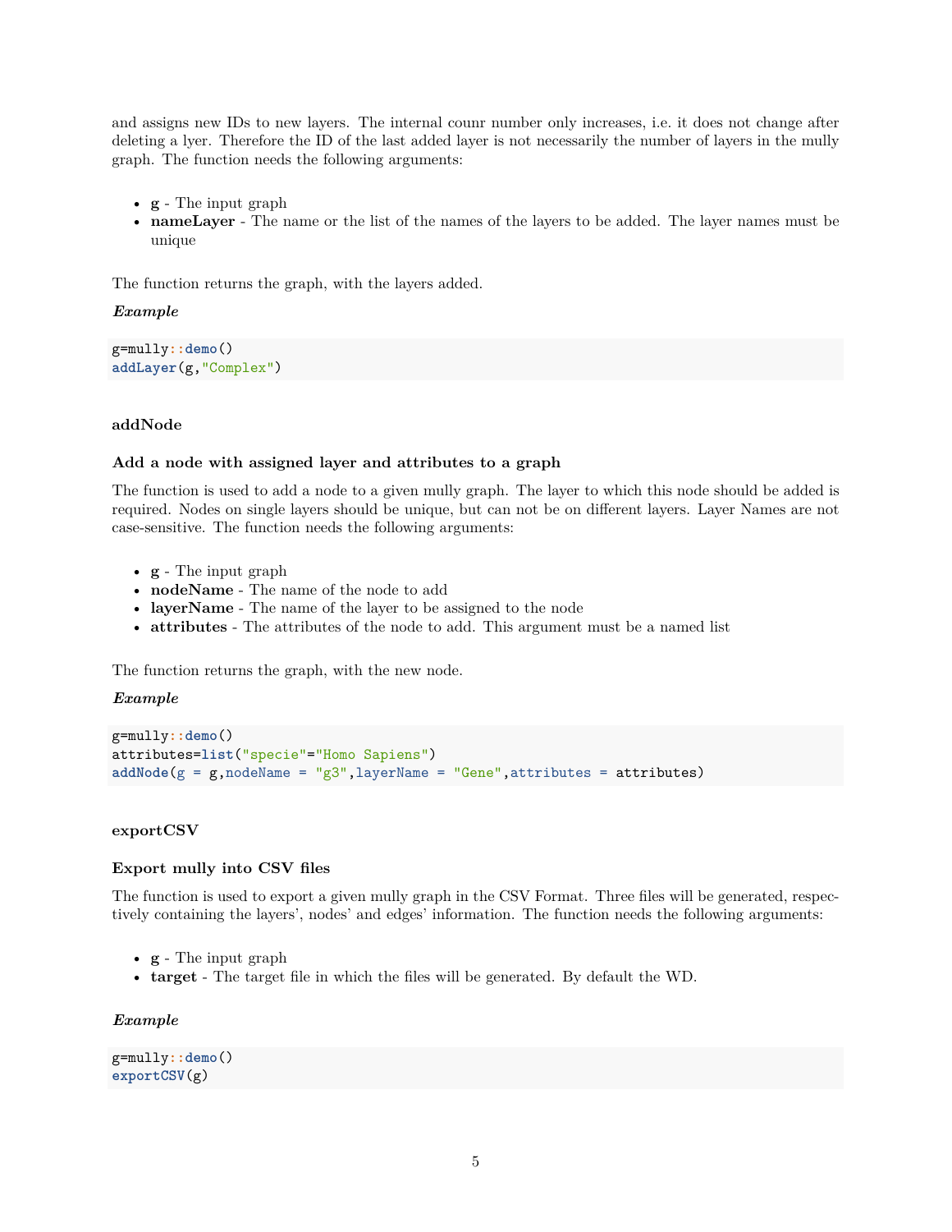and assigns new IDs to new layers. The internal counr number only increases, i.e. it does not change after deleting a lyer. Therefore the ID of the last added layer is not necessarily the number of layers in the mully graph. The function needs the following arguments:

- **g** - The input graph
- **nameLayer** - The name or the list of the names of the layers to be added. The layer names must be unique

The function returns the graph, with the layers added.

***Example***

```
g=mully::demo()
addLayer(g,"Complex")
```

### addNode

#### Add a node with assigned layer and attributes to a graph

The function is used to add a node to a given mully graph. The layer to which this node should be added is required. Nodes on single layers should be unique, but can not be on different layers. Layer Names are not case-sensitive. The function needs the following arguments:

- **g** - The input graph
- **nodeName** - The name of the node to add
- **layerName** - The name of the layer to be assigned to the node
- **attributes** - The attributes of the node to add. This argument must be a named list

The function returns the graph, with the new node.

***Example***

```
g=mully::demo()
attributes=list("specie"="Homo Sapiens")
addNode(g = g,nodeName = "g3",layerName = "Gene",attributes = attributes)
```

### exportCSV

#### Export mully into CSV files

The function is used to export a given mully graph in the CSV Format. Three files will be generated, respectively containing the layers', nodes' and edges' information. The function needs the following arguments:

- **g** - The input graph
- **target** - The target file in which the files will be generated. By default the WD.

***Example***

```
g=mully::demo()
exportCSV(g)
```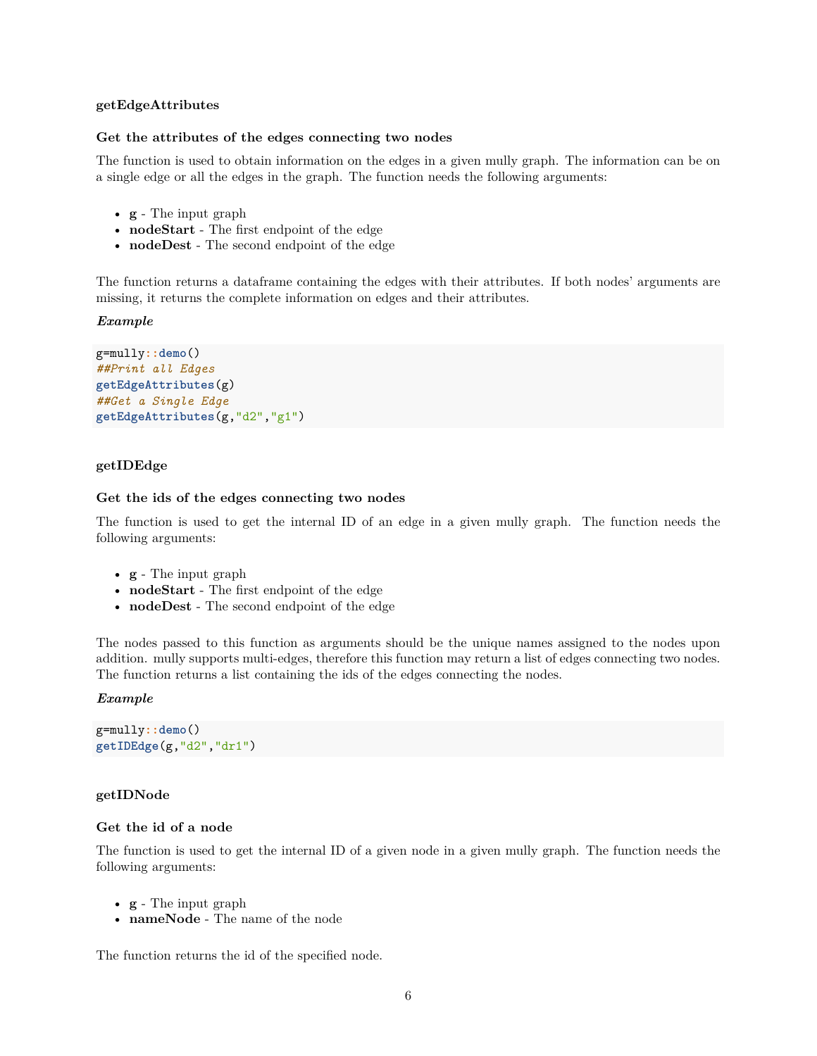#### getEdgeAttributes

#### Get the attributes of the edges connecting two nodes

The function is used to obtain information on the edges in a given mully graph. The information can be on a single edge or all the edges in the graph. The function needs the following arguments:

- **g** - The input graph
- **nodeStart** - The first endpoint of the edge
- **nodeDest** - The second endpoint of the edge

The function returns a dataframe containing the edges with their attributes. If both nodes' arguments are missing, it returns the complete information on edges and their attributes.

***Example***

```
g=mully::demo()
##Print all Edges
getEdgeAttributes(g)
##Get a Single Edge
getEdgeAttributes(g,"d2","g1")
```

#### getIDEdge

#### Get the ids of the edges connecting two nodes

The function is used to get the internal ID of an edge in a given mully graph. The function needs the following arguments:

- **g** - The input graph
- **nodeStart** - The first endpoint of the edge
- **nodeDest** - The second endpoint of the edge

The nodes passed to this function as arguments should be the unique names assigned to the nodes upon addition. mully supports multi-edges, therefore this function may return a list of edges connecting two nodes. The function returns a list containing the ids of the edges connecting the nodes.

***Example***

```
g=mully::demo()
getIDEdge(g,"d2","dr1")
```

#### getIDNode

#### Get the id of a node

The function is used to get the internal ID of a given node in a given mully graph. The function needs the following arguments:

- **g** - The input graph
- **nameNode** - The name of the node

The function returns the id of the specified node.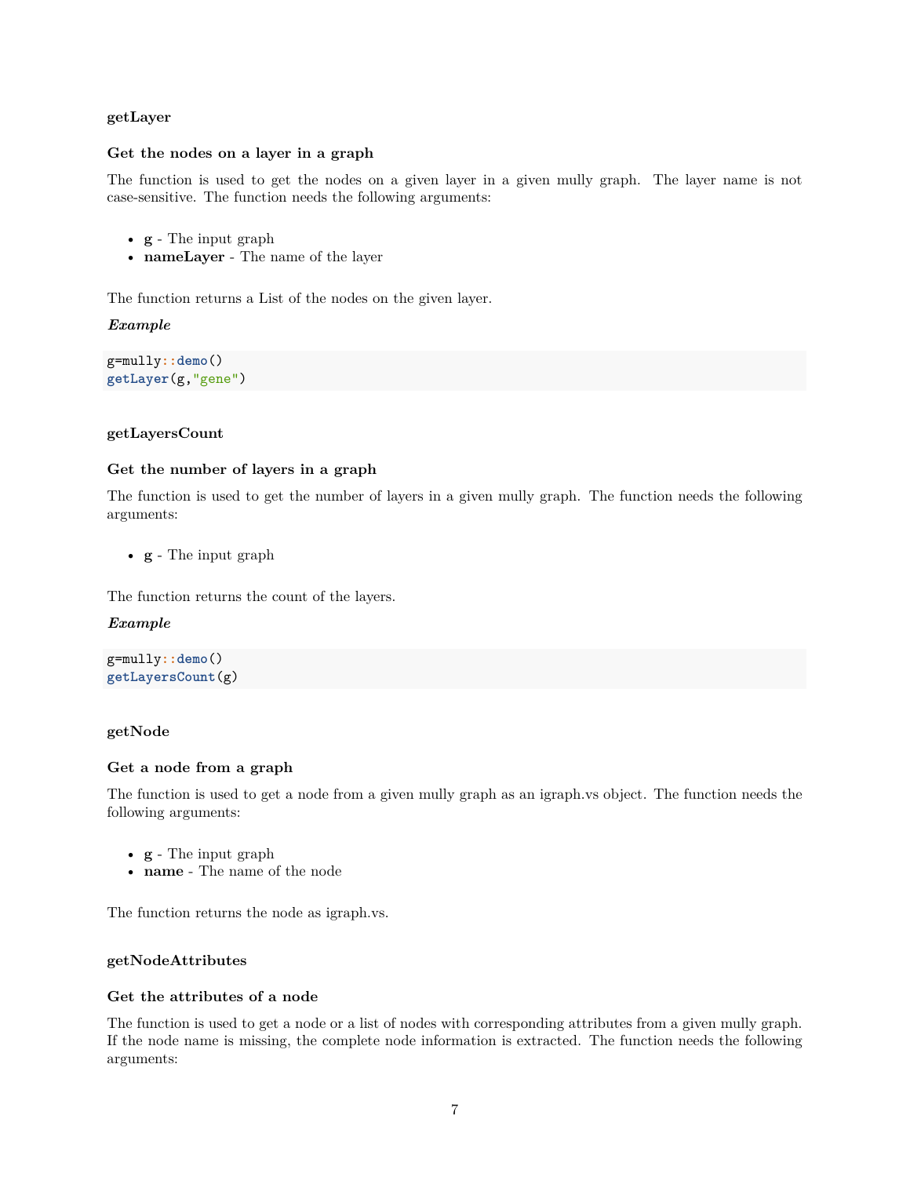### getLayer

#### Get the nodes on a layer in a graph

The function is used to get the nodes on a given layer in a given mully graph. The layer name is not case-sensitive. The function needs the following arguments:

- **g** - The input graph
- **nameLayer** - The name of the layer

The function returns a List of the nodes on the given layer.

***Example***

```
g=mully::demo()
getLayer(g,"gene")
```

### getLayersCount

#### Get the number of layers in a graph

The function is used to get the number of layers in a given mully graph. The function needs the following arguments:

- **g** - The input graph

The function returns the count of the layers.

***Example***

```
g=mully::demo()
getLayersCount(g)
```

### getNode

#### Get a node from a graph

The function is used to get a node from a given mully graph as an igraph.vs object. The function needs the following arguments:

- **g** - The input graph
- **name** - The name of the node

The function returns the node as igraph.vs.

### getNodeAttributes

#### Get the attributes of a node

The function is used to get a node or a list of nodes with corresponding attributes from a given mully graph. If the node name is missing, the complete node information is extracted. The function needs the following arguments: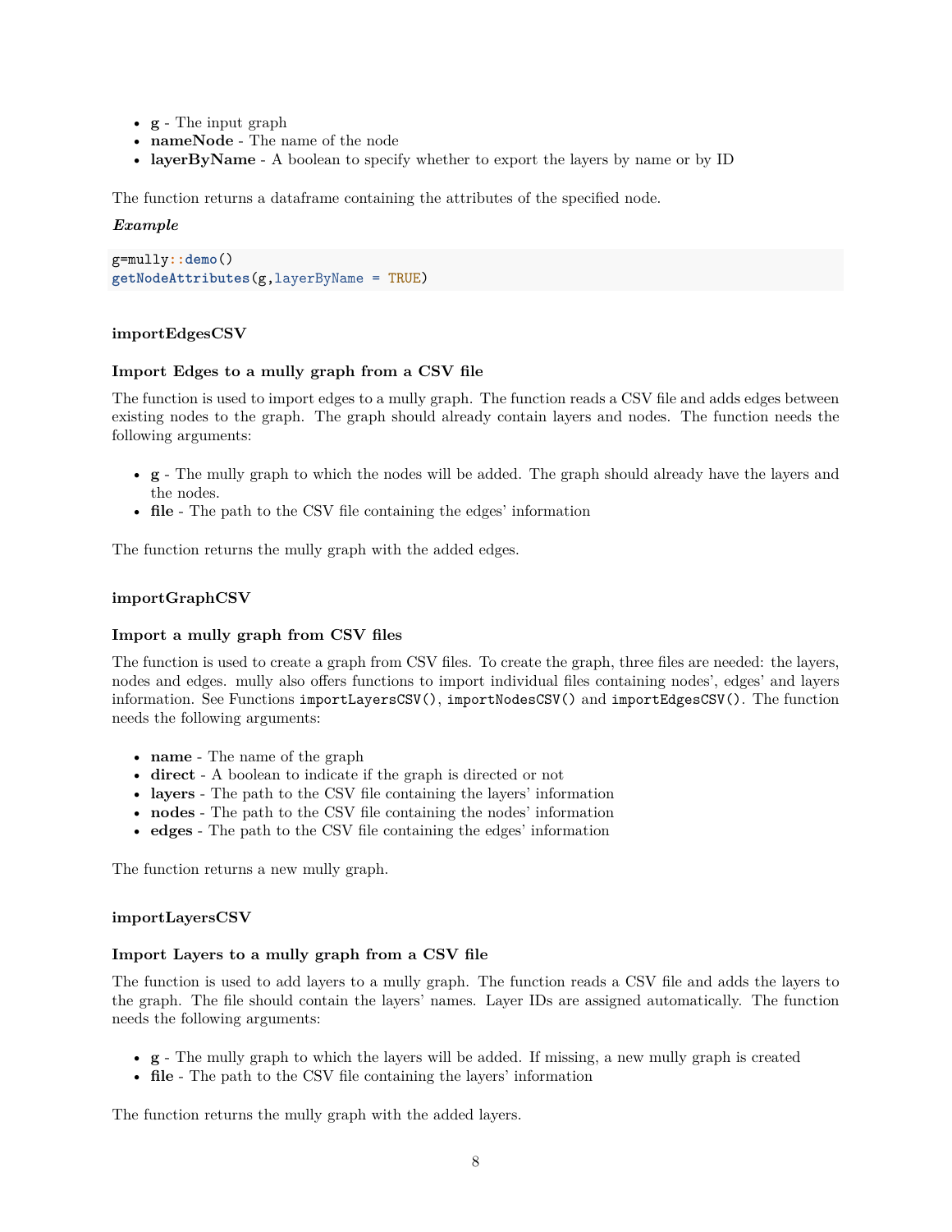- **g** - The input graph
- **nameNode** - The name of the node
- **layerByName** - A boolean to specify whether to export the layers by name or by ID

The function returns a dataframe containing the attributes of the specified node.

***Example***

```
g=mully::demo()
getNodeAttributes(g,layerByName = TRUE)
```

#### importEdgesCSV

#### Import Edges to a mully graph from a CSV file

The function is used to import edges to a mully graph. The function reads a CSV file and adds edges between existing nodes to the graph. The graph should already contain layers and nodes. The function needs the following arguments:

- **g** - The mully graph to which the nodes will be added. The graph should already have the layers and the nodes.
- **file** - The path to the CSV file containing the edges' information

The function returns the mully graph with the added edges.

#### importGraphCSV

#### Import a mully graph from CSV files

The function is used to create a graph from CSV files. To create the graph, three files are needed: the layers, nodes and edges. mully also offers functions to import individual files containing nodes', edges' and layers information. See Functions `importLayersCSV()`, `importNodesCSV()` and `importEdgesCSV()`. The function needs the following arguments:

- **name** - The name of the graph
- **direct** - A boolean to indicate if the graph is directed or not
- **layers** - The path to the CSV file containing the layers' information
- **nodes** - The path to the CSV file containing the nodes' information
- **edges** - The path to the CSV file containing the edges' information

The function returns a new mully graph.

#### importLayersCSV

#### Import Layers to a mully graph from a CSV file

The function is used to add layers to a mully graph. The function reads a CSV file and adds the layers to the graph. The file should contain the layers' names. Layer IDs are assigned automatically. The function needs the following arguments:

- **g** - The mully graph to which the layers will be added. If missing, a new mully graph is created
- **file** - The path to the CSV file containing the layers' information

The function returns the mully graph with the added layers.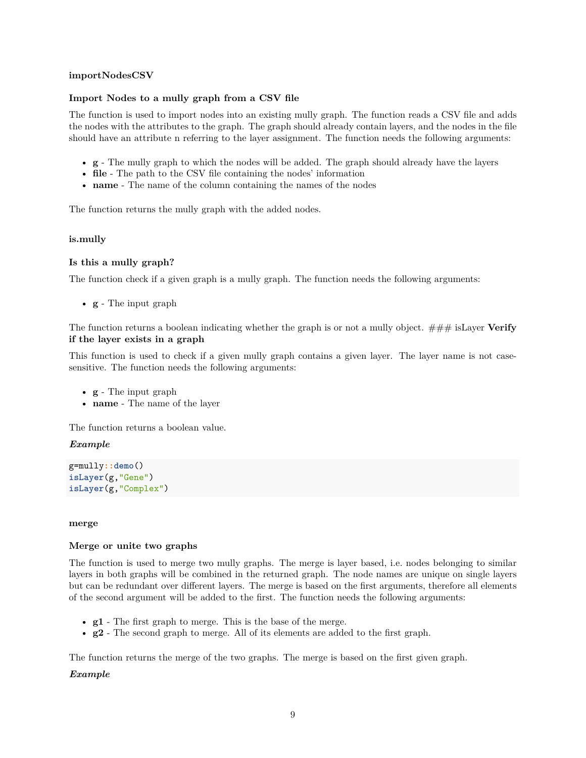### importNodesCSV

#### Import Nodes to a mully graph from a CSV file

The function is used to import nodes into an existing mully graph. The function reads a CSV file and adds the nodes with the attributes to the graph. The graph should already contain layers, and the nodes in the file should have an attribute n referring to the layer assignment. The function needs the following arguments:

- **g** - The mully graph to which the nodes will be added. The graph should already have the layers
- **file** - The path to the CSV file containing the nodes' information
- **name** - The name of the column containing the names of the nodes

The function returns the mully graph with the added nodes.

### is.mully

#### Is this a mully graph?

The function check if a given graph is a mully graph. The function needs the following arguments:

- **g** - The input graph

The function returns a boolean indicating whether the graph is or not a mully object. ### isLayer **Verify if the layer exists in a graph**

This function is used to check if a given mully graph contains a given layer. The layer name is not case-sensitive. The function needs the following arguments:

- **g** - The input graph
- **name** - The name of the layer

The function returns a boolean value.

***Example***

```
g=mully::demo()
isLayer(g,"Gene")
isLayer(g,"Complex")
```

### merge

#### Merge or unite two graphs

The function is used to merge two mully graphs. The merge is layer based, i.e. nodes belonging to similar layers in both graphs will be combined in the returned graph. The node names are unique on single layers but can be redundant over different layers. The merge is based on the first arguments, therefore all elements of the second argument will be added to the first. The function needs the following arguments:

- **g1** - The first graph to merge. This is the base of the merge.
- **g2** - The second graph to merge. All of its elements are added to the first graph.

The function returns the merge of the two graphs. The merge is based on the first given graph.

***Example***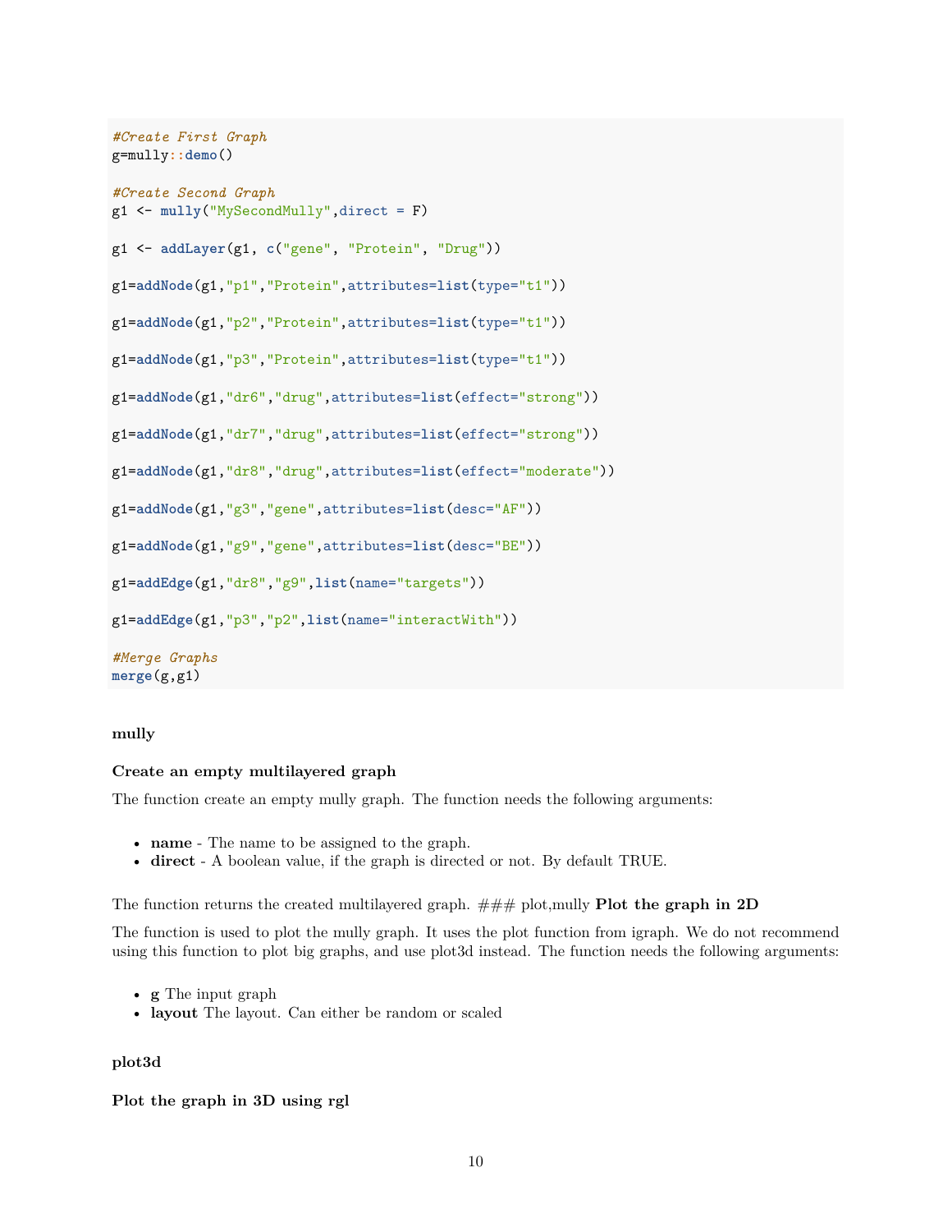```r
#Create First Graph
g=mully::demo()

#Create Second Graph
g1 <- mully("MySecondMully",direct = F)

g1 <- addLayer(g1, c("gene", "Protein", "Drug"))

g1=addNode(g1,"p1","Protein",attributes=list(type="t1"))

g1=addNode(g1,"p2","Protein",attributes=list(type="t1"))

g1=addNode(g1,"p3","Protein",attributes=list(type="t1"))

g1=addNode(g1,"dr6","drug",attributes=list(effect="strong"))

g1=addNode(g1,"dr7","drug",attributes=list(effect="strong"))

g1=addNode(g1,"dr8","drug",attributes=list(effect="moderate"))

g1=addNode(g1,"g3","gene",attributes=list(desc="AF"))

g1=addNode(g1,"g9","gene",attributes=list(desc="BE"))

g1=addEdge(g1,"dr8","g9",list(name="targets"))

g1=addEdge(g1,"p3","p2",list(name="interactWith"))

#Merge Graphs
merge(g,g1)
```

**mully**

**Create an empty multilayered graph**

The function create an empty mully graph. The function needs the following arguments:

- **name** - The name to be assigned to the graph.
- **direct** - A boolean value, if the graph is directed or not. By default TRUE.

The function returns the created multilayered graph. ### plot,mully **Plot the graph in 2D**

The function is used to plot the mully graph. It uses the plot function from igraph. We do not recommend using this function to plot big graphs, and use plot3d instead. The function needs the following arguments:

- **g** The input graph
- **layout** The layout. Can either be random or scaled

**plot3d**

**Plot the graph in 3D using rgl**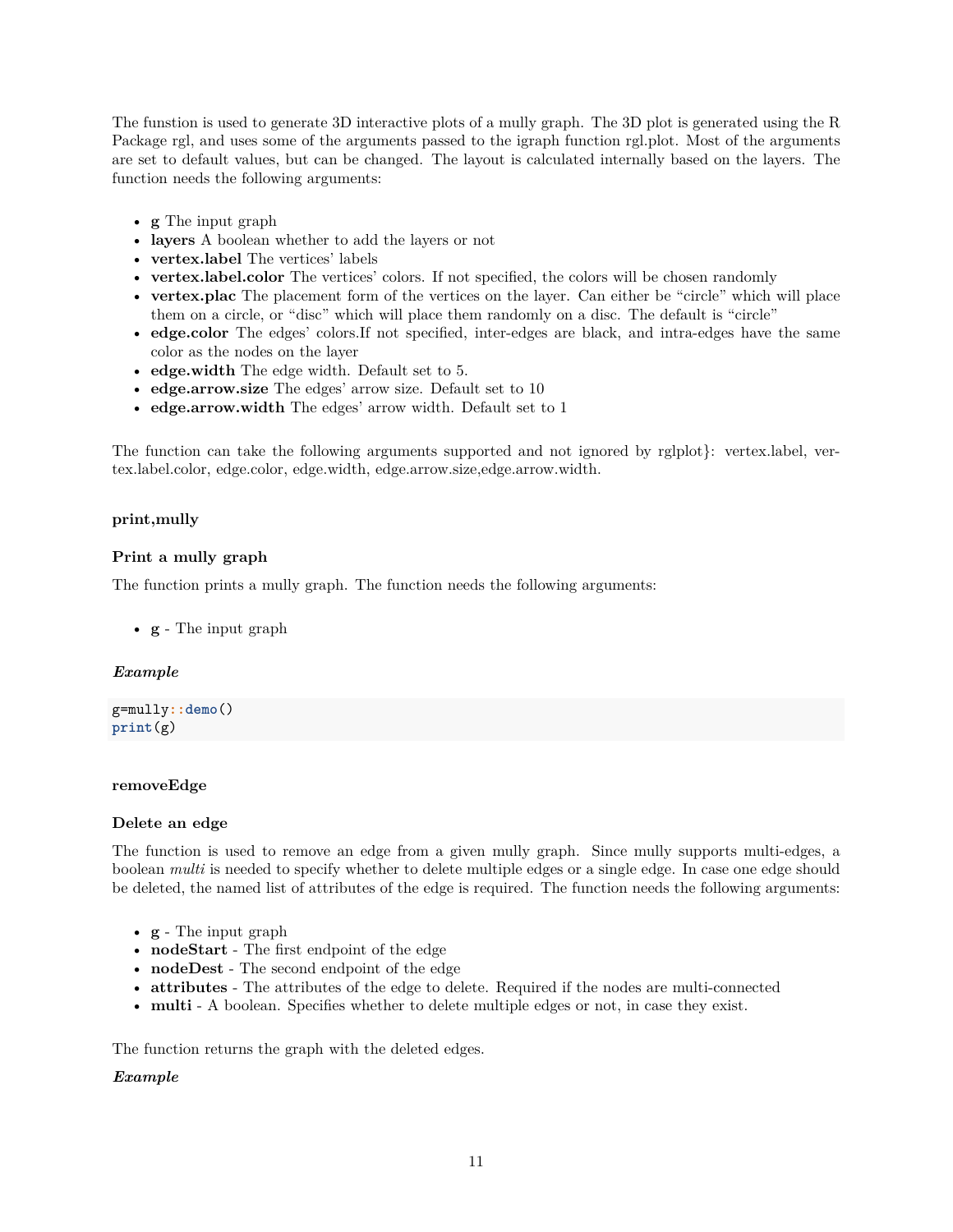The funstion is used to generate 3D interactive plots of a mully graph. The 3D plot is generated using the R Package rgl, and uses some of the arguments passed to the igraph function rgl.plot. Most of the arguments are set to default values, but can be changed. The layout is calculated internally based on the layers. The function needs the following arguments:

- **g** The input graph
- **layers** A boolean whether to add the layers or not
- **vertex.label** The vertices' labels
- **vertex.label.color** The vertices' colors. If not specified, the colors will be chosen randomly
- **vertex.plac** The placement form of the vertices on the layer. Can either be "circle" which will place them on a circle, or "disc" which will place them randomly on a disc. The default is "circle"
- **edge.color** The edges' colors.If not specified, inter-edges are black, and intra-edges have the same color as the nodes on the layer
- **edge.width** The edge width. Default set to 5.
- **edge.arrow.size** The edges' arrow size. Default set to 10
- **edge.arrow.width** The edges' arrow width. Default set to 1

The function can take the following arguments supported and not ignored by rglplot}: vertex.label, vertex.label.color, edge.color, edge.width, edge.arrow.size,edge.arrow.width.

#### print,mully

#### Print a mully graph

The function prints a mully graph. The function needs the following arguments:

- **g** - The input graph

##### *Example*

```
g=mully::demo()
print(g)
```

#### removeEdge

#### Delete an edge

The function is used to remove an edge from a given mully graph. Since mully supports multi-edges, a boolean *multi* is needed to specify whether to delete multiple edges or a single edge. In case one edge should be deleted, the named list of attributes of the edge is required. The function needs the following arguments:

- **g** - The input graph
- **nodeStart** - The first endpoint of the edge
- **nodeDest** - The second endpoint of the edge
- **attributes** - The attributes of the edge to delete. Required if the nodes are multi-connected
- **multi** - A boolean. Specifies whether to delete multiple edges or not, in case they exist.

The function returns the graph with the deleted edges.

##### *Example*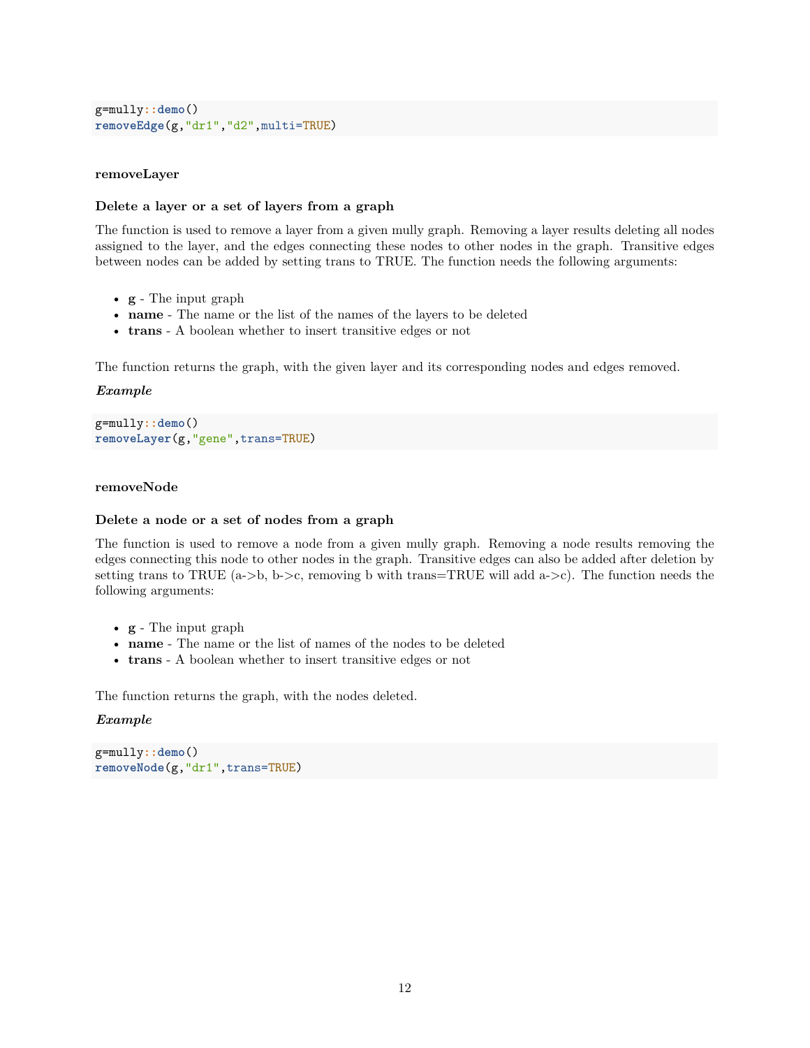```
g=mully::demo()
removeEdge(g,"dr1","d2",multi=TRUE)
```

#### removeLayer

#### Delete a layer or a set of layers from a graph

The function is used to remove a layer from a given mully graph. Removing a layer results deleting all nodes assigned to the layer, and the edges connecting these nodes to other nodes in the graph. Transitive edges between nodes can be added by setting trans to TRUE. The function needs the following arguments:

- **g** - The input graph
- **name** - The name or the list of the names of the layers to be deleted
- **trans** - A boolean whether to insert transitive edges or not

The function returns the graph, with the given layer and its corresponding nodes and edges removed.

***Example***

```
g=mully::demo()
removeLayer(g,"gene",trans=TRUE)
```

#### removeNode

#### Delete a node or a set of nodes from a graph

The function is used to remove a node from a given mully graph. Removing a node results removing the edges connecting this node to other nodes in the graph. Transitive edges can also be added after deletion by setting trans to TRUE (a->b, b->c, removing b with trans=TRUE will add a->c). The function needs the following arguments:

- **g** - The input graph
- **name** - The name or the list of names of the nodes to be deleted
- **trans** - A boolean whether to insert transitive edges or not

The function returns the graph, with the nodes deleted.

***Example***

```
g=mully::demo()
removeNode(g,"dr1",trans=TRUE)
```